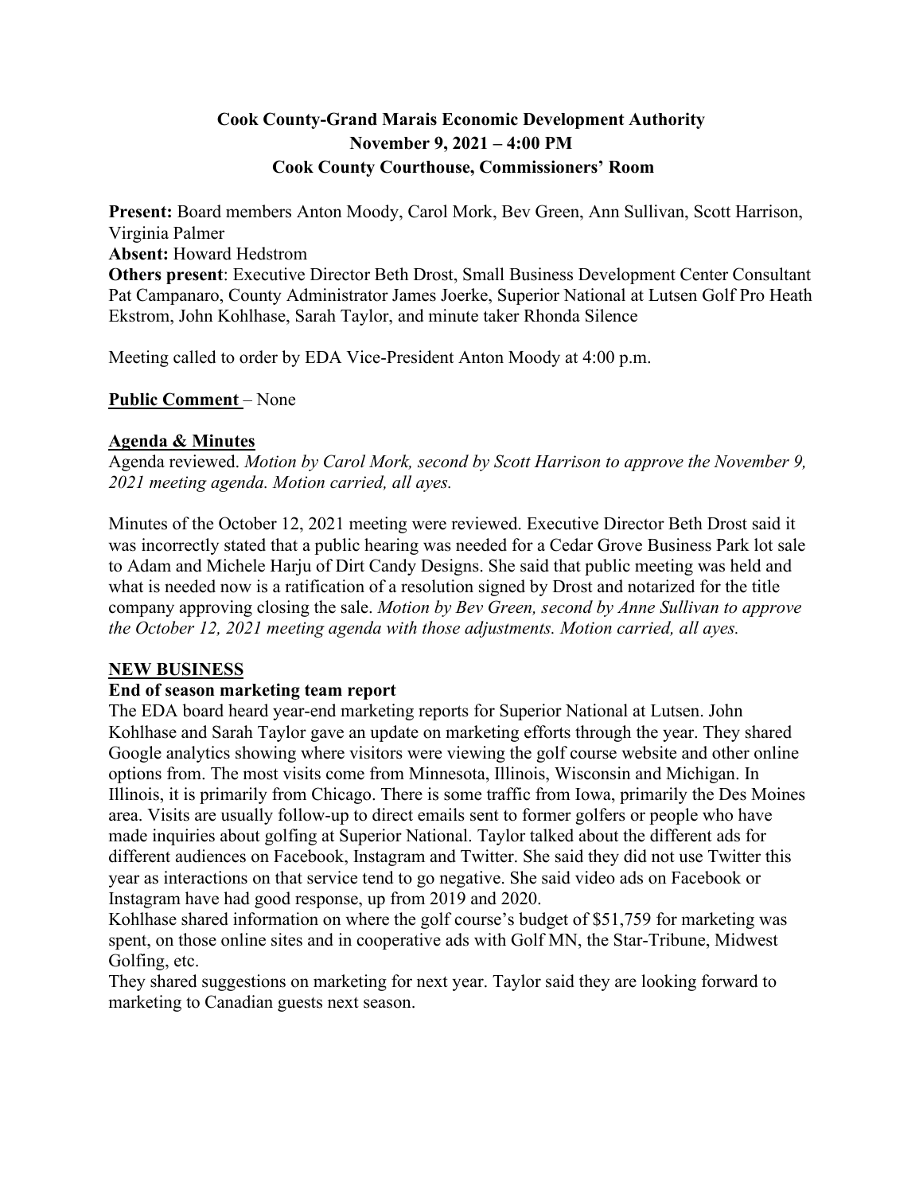**Cook County-Grand Marais Economic Development Authority**
**November 9, 2021 – 4:00 PM**
**Cook County Courthouse, Commissioners' Room**

**Present:** Board members Anton Moody, Carol Mork, Bev Green, Ann Sullivan, Scott Harrison, Virginia Palmer
**Absent:** Howard Hedstrom
**Others present**: Executive Director Beth Drost, Small Business Development Center Consultant Pat Campanaro, County Administrator James Joerke, Superior National at Lutsen Golf Pro Heath Ekstrom, John Kohlhase, Sarah Taylor, and minute taker Rhonda Silence

Meeting called to order by EDA Vice-President Anton Moody at 4:00 p.m.

**Public Comment** – None

**Agenda & Minutes**

Agenda reviewed. *Motion by Carol Mork, second by Scott Harrison to approve the November 9, 2021 meeting agenda. Motion carried, all ayes.*

Minutes of the October 12, 2021 meeting were reviewed. Executive Director Beth Drost said it was incorrectly stated that a public hearing was needed for a Cedar Grove Business Park lot sale to Adam and Michele Harju of Dirt Candy Designs. She said that public meeting was held and what is needed now is a ratification of a resolution signed by Drost and notarized for the title company approving closing the sale. *Motion by Bev Green, second by Anne Sullivan to approve the October 12, 2021 meeting agenda with those adjustments. Motion carried, all ayes.*

**NEW BUSINESS**

**End of season marketing team report**

The EDA board heard year-end marketing reports for Superior National at Lutsen. John Kohlhase and Sarah Taylor gave an update on marketing efforts through the year. They shared Google analytics showing where visitors were viewing the golf course website and other online options from. The most visits come from Minnesota, Illinois, Wisconsin and Michigan. In Illinois, it is primarily from Chicago. There is some traffic from Iowa, primarily the Des Moines area. Visits are usually follow-up to direct emails sent to former golfers or people who have made inquiries about golfing at Superior National. Taylor talked about the different ads for different audiences on Facebook, Instagram and Twitter. She said they did not use Twitter this year as interactions on that service tend to go negative. She said video ads on Facebook or Instagram have had good response, up from 2019 and 2020.

Kohlhase shared information on where the golf course's budget of $51,759 for marketing was spent, on those online sites and in cooperative ads with Golf MN, the Star-Tribune, Midwest Golfing, etc.

They shared suggestions on marketing for next year. Taylor said they are looking forward to marketing to Canadian guests next season.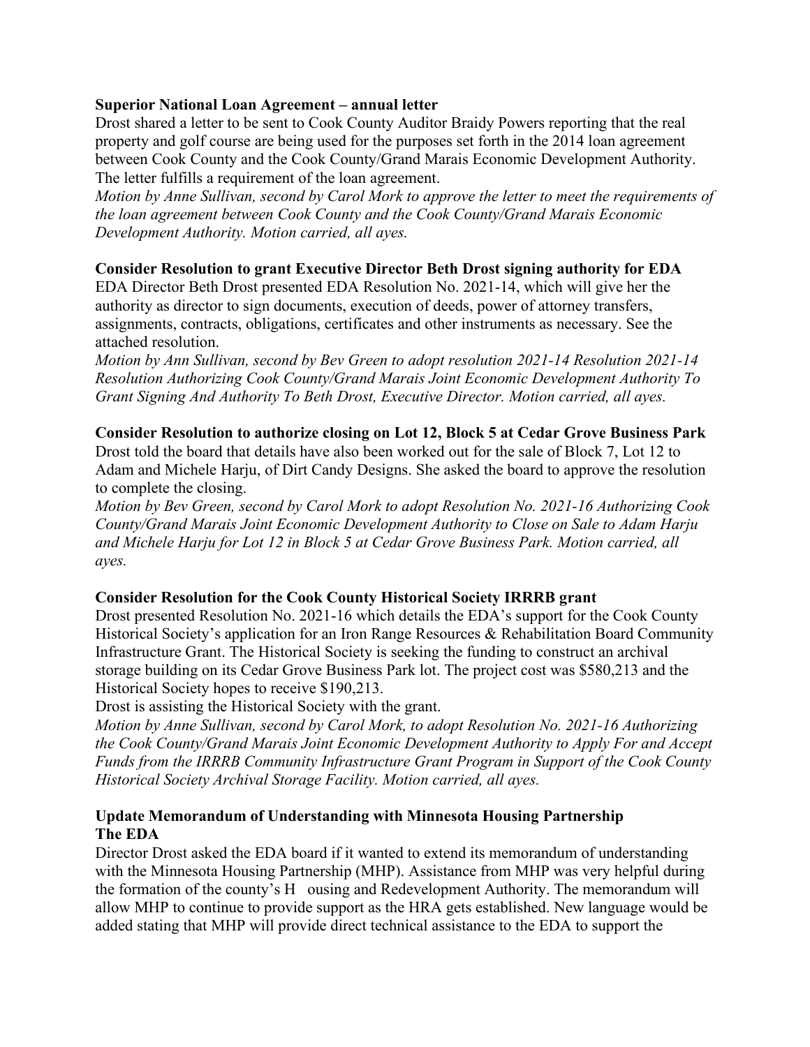**Superior National Loan Agreement – annual letter**

Drost shared a letter to be sent to Cook County Auditor Braidy Powers reporting that the real property and golf course are being used for the purposes set forth in the 2014 loan agreement between Cook County and the Cook County/Grand Marais Economic Development Authority. The letter fulfills a requirement of the loan agreement.

*Motion by Anne Sullivan, second by Carol Mork to approve the letter to meet the requirements of the loan agreement between Cook County and the Cook County/Grand Marais Economic Development Authority. Motion carried, all ayes.*

**Consider Resolution to grant Executive Director Beth Drost signing authority for EDA**

EDA Director Beth Drost presented EDA Resolution No. 2021-14, which will give her the authority as director to sign documents, execution of deeds, power of attorney transfers, assignments, contracts, obligations, certificates and other instruments as necessary. See the attached resolution.

*Motion by Ann Sullivan, second by Bev Green to adopt resolution 2021-14 Resolution 2021-14 Resolution Authorizing Cook County/Grand Marais Joint Economic Development Authority To Grant Signing And Authority To Beth Drost, Executive Director. Motion carried, all ayes.*

**Consider Resolution to authorize closing on Lot 12, Block 5 at Cedar Grove Business Park**

Drost told the board that details have also been worked out for the sale of Block 7, Lot 12 to Adam and Michele Harju, of Dirt Candy Designs. She asked the board to approve the resolution to complete the closing.

*Motion by Bev Green, second by Carol Mork to adopt Resolution No. 2021-16 Authorizing Cook County/Grand Marais Joint Economic Development Authority to Close on Sale to Adam Harju and Michele Harju for Lot 12 in Block 5 at Cedar Grove Business Park. Motion carried, all ayes.*

**Consider Resolution for the Cook County Historical Society IRRRB grant**

Drost presented Resolution No. 2021-16 which details the EDA's support for the Cook County Historical Society's application for an Iron Range Resources & Rehabilitation Board Community Infrastructure Grant. The Historical Society is seeking the funding to construct an archival storage building on its Cedar Grove Business Park lot. The project cost was $580,213 and the Historical Society hopes to receive $190,213.

Drost is assisting the Historical Society with the grant.

*Motion by Anne Sullivan, second by Carol Mork, to adopt Resolution No. 2021-16 Authorizing the Cook County/Grand Marais Joint Economic Development Authority to Apply For and Accept Funds from the IRRRB Community Infrastructure Grant Program in Support of the Cook County Historical Society Archival Storage Facility. Motion carried, all ayes.*

**Update Memorandum of Understanding with Minnesota Housing Partnership**
**The EDA**

Director Drost asked the EDA board if it wanted to extend its memorandum of understanding with the Minnesota Housing Partnership (MHP). Assistance from MHP was very helpful during the formation of the county's H ousing and Redevelopment Authority. The memorandum will allow MHP to continue to provide support as the HRA gets established. New language would be added stating that MHP will provide direct technical assistance to the EDA to support the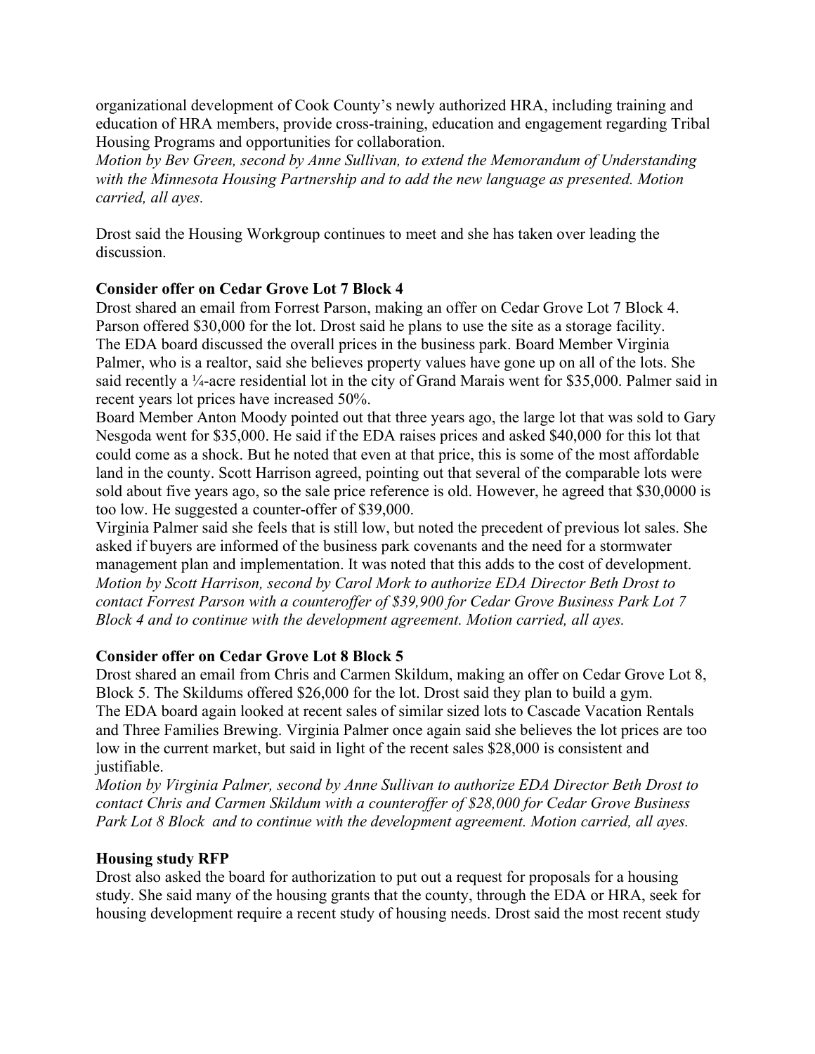organizational development of Cook County's newly authorized HRA, including training and education of HRA members, provide cross-training, education and engagement regarding Tribal Housing Programs and opportunities for collaboration.
*Motion by Bev Green, second by Anne Sullivan, to extend the Memorandum of Understanding with the Minnesota Housing Partnership and to add the new language as presented. Motion carried, all ayes.*

Drost said the Housing Workgroup continues to meet and she has taken over leading the discussion.

**Consider offer on Cedar Grove Lot 7 Block 4**

Drost shared an email from Forrest Parson, making an offer on Cedar Grove Lot 7 Block 4. Parson offered $30,000 for the lot. Drost said he plans to use the site as a storage facility.
The EDA board discussed the overall prices in the business park. Board Member Virginia Palmer, who is a realtor, said she believes property values have gone up on all of the lots. She said recently a ¼-acre residential lot in the city of Grand Marais went for $35,000. Palmer said in recent years lot prices have increased 50%.
Board Member Anton Moody pointed out that three years ago, the large lot that was sold to Gary Nesgoda went for $35,000. He said if the EDA raises prices and asked $40,000 for this lot that could come as a shock. But he noted that even at that price, this is some of the most affordable land in the county. Scott Harrison agreed, pointing out that several of the comparable lots were sold about five years ago, so the sale price reference is old. However, he agreed that $30,0000 is too low. He suggested a counter-offer of $39,000.
Virginia Palmer said she feels that is still low, but noted the precedent of previous lot sales. She asked if buyers are informed of the business park covenants and the need for a stormwater management plan and implementation. It was noted that this adds to the cost of development.
*Motion by Scott Harrison, second by Carol Mork to authorize EDA Director Beth Drost to contact Forrest Parson with a counteroffer of $39,900 for Cedar Grove Business Park Lot 7 Block 4 and to continue with the development agreement. Motion carried, all ayes.*

**Consider offer on Cedar Grove Lot 8 Block 5**

Drost shared an email from Chris and Carmen Skildum, making an offer on Cedar Grove Lot 8, Block 5. The Skildums offered $26,000 for the lot. Drost said they plan to build a gym.
The EDA board again looked at recent sales of similar sized lots to Cascade Vacation Rentals and Three Families Brewing. Virginia Palmer once again said she believes the lot prices are too low in the current market, but said in light of the recent sales $28,000 is consistent and justifiable.
*Motion by Virginia Palmer, second by Anne Sullivan to authorize EDA Director Beth Drost to contact Chris and Carmen Skildum with a counteroffer of $28,000 for Cedar Grove Business Park Lot 8 Block and to continue with the development agreement. Motion carried, all ayes.*

**Housing study RFP**

Drost also asked the board for authorization to put out a request for proposals for a housing study. She said many of the housing grants that the county, through the EDA or HRA, seek for housing development require a recent study of housing needs. Drost said the most recent study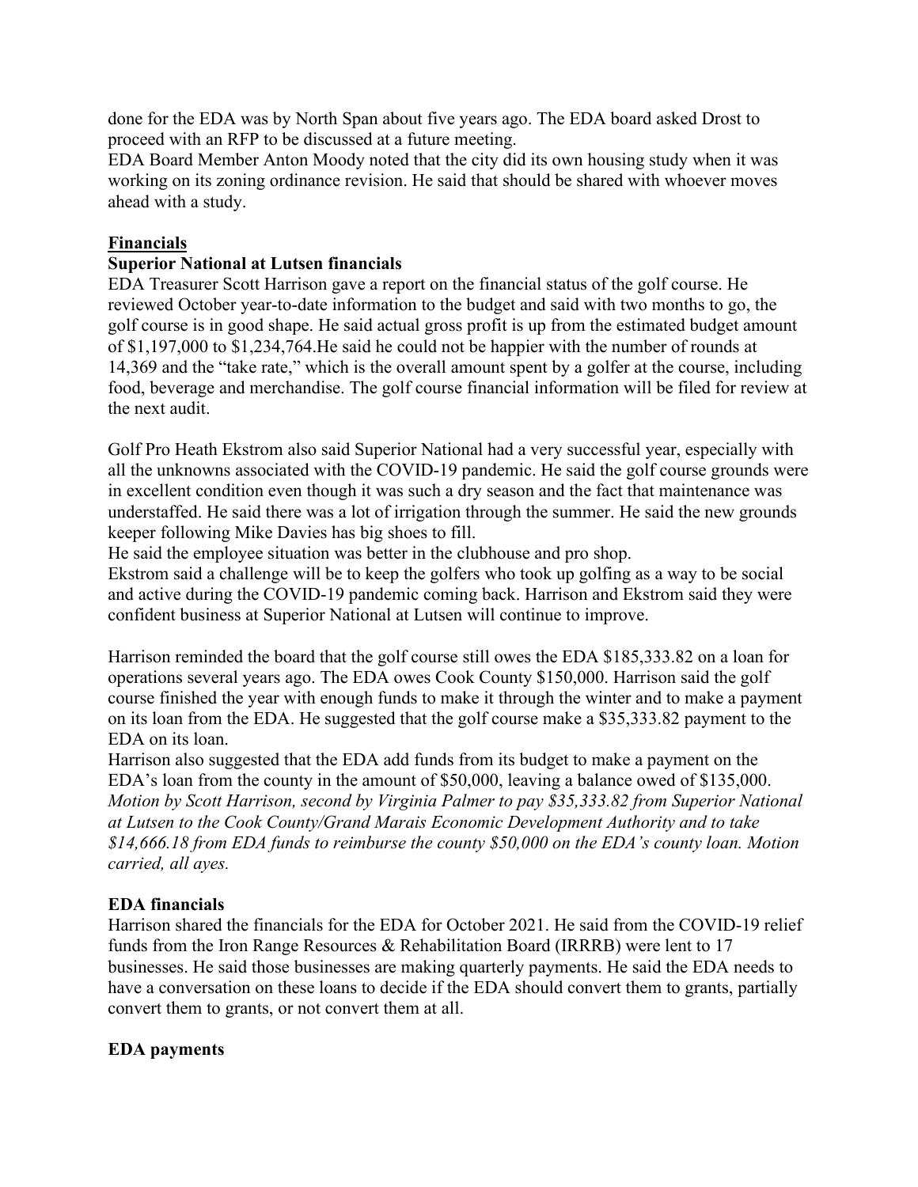done for the EDA was by North Span about five years ago. The EDA board asked Drost to proceed with an RFP to be discussed at a future meeting.

EDA Board Member Anton Moody noted that the city did its own housing study when it was working on its zoning ordinance revision. He said that should be shared with whoever moves ahead with a study.

## Financials

### Superior National at Lutsen financials

EDA Treasurer Scott Harrison gave a report on the financial status of the golf course. He reviewed October year-to-date information to the budget and said with two months to go, the golf course is in good shape. He said actual gross profit is up from the estimated budget amount of $1,197,000 to $1,234,764.He said he could not be happier with the number of rounds at 14,369 and the "take rate," which is the overall amount spent by a golfer at the course, including food, beverage and merchandise. The golf course financial information will be filed for review at the next audit.

Golf Pro Heath Ekstrom also said Superior National had a very successful year, especially with all the unknowns associated with the COVID-19 pandemic. He said the golf course grounds were in excellent condition even though it was such a dry season and the fact that maintenance was understaffed. He said there was a lot of irrigation through the summer. He said the new grounds keeper following Mike Davies has big shoes to fill.

He said the employee situation was better in the clubhouse and pro shop.

Ekstrom said a challenge will be to keep the golfers who took up golfing as a way to be social and active during the COVID-19 pandemic coming back. Harrison and Ekstrom said they were confident business at Superior National at Lutsen will continue to improve.

Harrison reminded the board that the golf course still owes the EDA $185,333.82 on a loan for operations several years ago. The EDA owes Cook County $150,000. Harrison said the golf course finished the year with enough funds to make it through the winter and to make a payment on its loan from the EDA. He suggested that the golf course make a $35,333.82 payment to the EDA on its loan.

Harrison also suggested that the EDA add funds from its budget to make a payment on the EDA's loan from the county in the amount of $50,000, leaving a balance owed of $135,000.

*Motion by Scott Harrison, second by Virginia Palmer to pay $35,333.82 from Superior National at Lutsen to the Cook County/Grand Marais Economic Development Authority and to take $14,666.18 from EDA funds to reimburse the county $50,000 on the EDA's county loan. Motion carried, all ayes.*

### EDA financials

Harrison shared the financials for the EDA for October 2021. He said from the COVID-19 relief funds from the Iron Range Resources & Rehabilitation Board (IRRRB) were lent to 17 businesses. He said those businesses are making quarterly payments. He said the EDA needs to have a conversation on these loans to decide if the EDA should convert them to grants, partially convert them to grants, or not convert them at all.

### EDA payments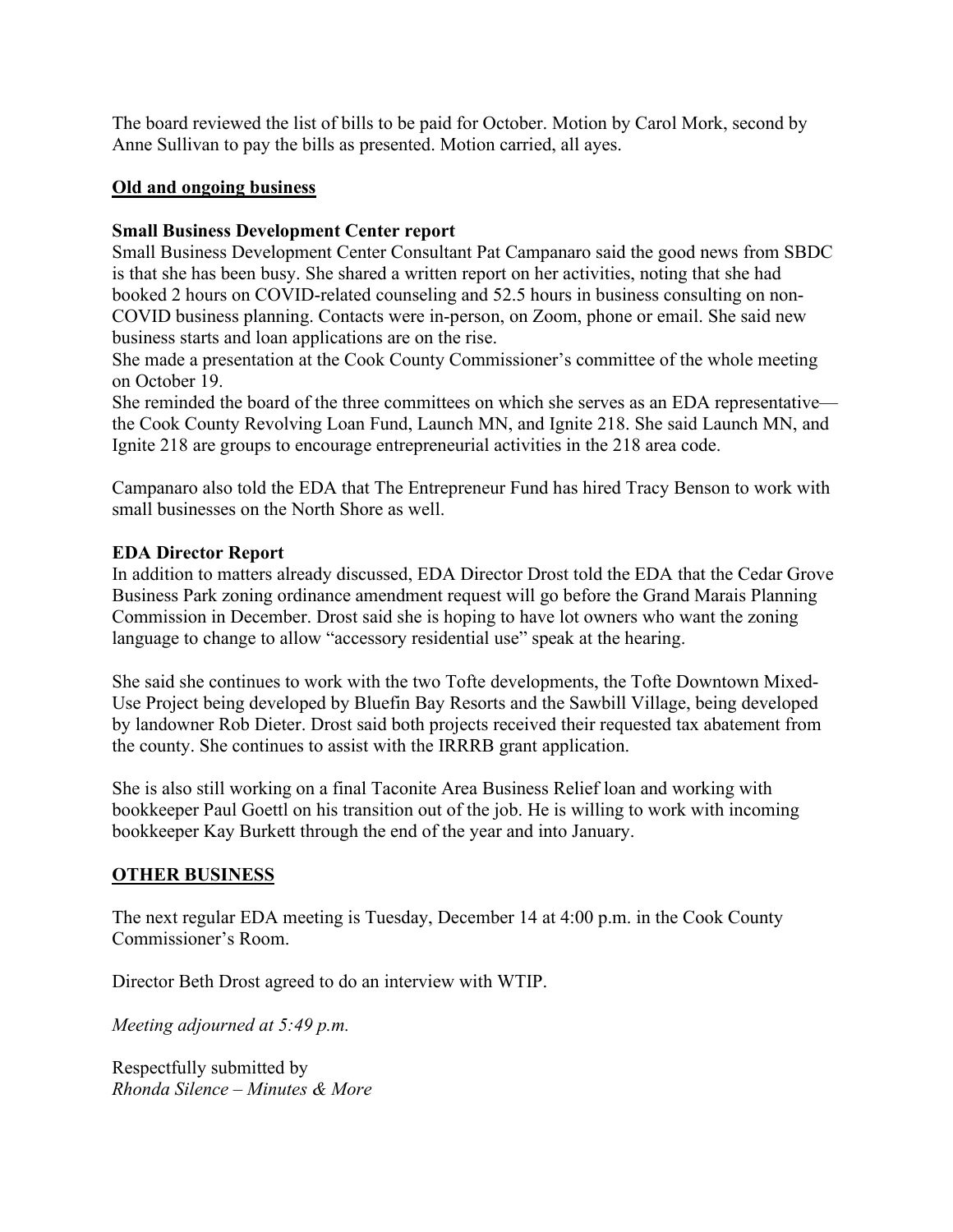The board reviewed the list of bills to be paid for October. Motion by Carol Mork, second by Anne Sullivan to pay the bills as presented. Motion carried, all ayes.

**Old and ongoing business**

**Small Business Development Center report**

Small Business Development Center Consultant Pat Campanaro said the good news from SBDC is that she has been busy. She shared a written report on her activities, noting that she had booked 2 hours on COVID-related counseling and 52.5 hours in business consulting on non-COVID business planning. Contacts were in-person, on Zoom, phone or email. She said new business starts and loan applications are on the rise.

She made a presentation at the Cook County Commissioner's committee of the whole meeting on October 19.

She reminded the board of the three committees on which she serves as an EDA representative—the Cook County Revolving Loan Fund, Launch MN, and Ignite 218. She said Launch MN, and Ignite 218 are groups to encourage entrepreneurial activities in the 218 area code.

Campanaro also told the EDA that The Entrepreneur Fund has hired Tracy Benson to work with small businesses on the North Shore as well.

**EDA Director Report**

In addition to matters already discussed, EDA Director Drost told the EDA that the Cedar Grove Business Park zoning ordinance amendment request will go before the Grand Marais Planning Commission in December. Drost said she is hoping to have lot owners who want the zoning language to change to allow "accessory residential use" speak at the hearing.

She said she continues to work with the two Tofte developments, the Tofte Downtown Mixed-Use Project being developed by Bluefin Bay Resorts and the Sawbill Village, being developed by landowner Rob Dieter. Drost said both projects received their requested tax abatement from the county. She continues to assist with the IRRRB grant application.

She is also still working on a final Taconite Area Business Relief loan and working with bookkeeper Paul Goettl on his transition out of the job. He is willing to work with incoming bookkeeper Kay Burkett through the end of the year and into January.

**OTHER BUSINESS**

The next regular EDA meeting is Tuesday, December 14 at 4:00 p.m. in the Cook County Commissioner's Room.

Director Beth Drost agreed to do an interview with WTIP.

*Meeting adjourned at 5:49 p.m.*

Respectfully submitted by
*Rhonda Silence – Minutes & More*